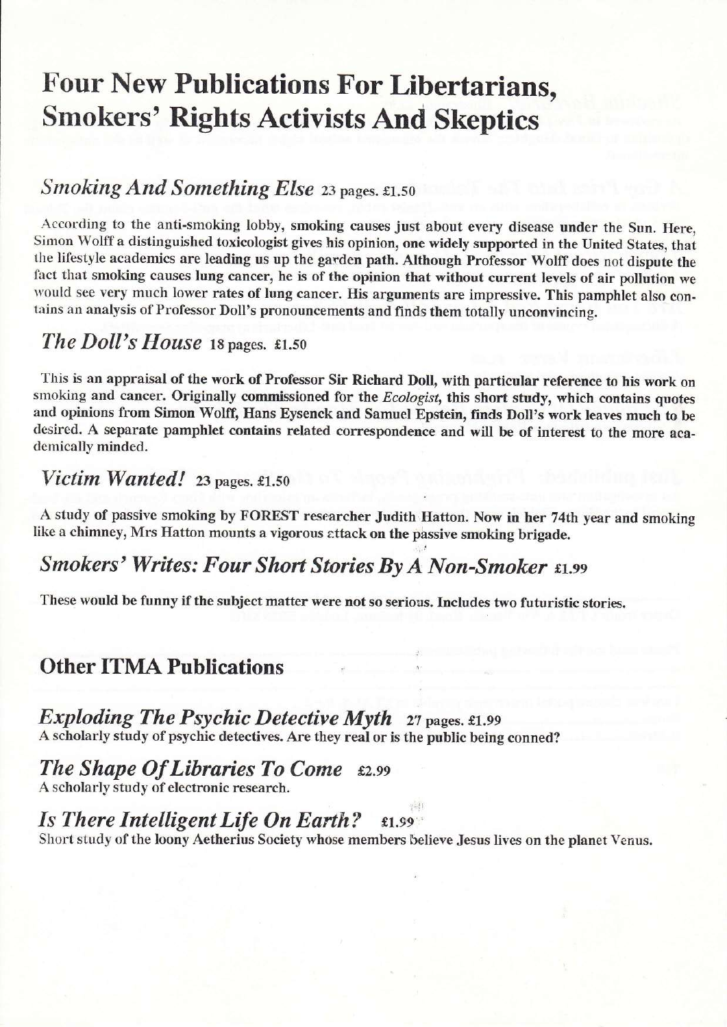# Four New Publications For Libertarians, Smokers' Rights Activists And Skeptics

## *Smoking And Something Else* 23 pages. £1.50

According to the anti-smoking lobby, **smoking causes just about every disease under the Sun.** Here, Simon Wolff a distinguished toxicologist gives his opinion, **one widely supported in the United States, that the lifestyle academics are leading us up the garden path. Although Professor Wolff does not dispute the** fact that smoking causes **lung cancer, he is of the opinion that without current levels of air pollution we** would see very much lower rates of lung cancer. **His arguments are impressive.** This pamphlet also contains an analysis of Professor Doll's pronouncements and **finds them totally unconvincing.**

## *The Doll's House* 18 pages. £1.50

This is an appraisal of the work of Professor Sir Richard Doll, **with particular reference to his work on smoking and cancer. Originally commissioned for the** *Ecologist*, **this short study, which contains quotes and opinions from Simon Wolff, Hans Eysenck and Samuel Epstein, finds Doll's work leaves much to be desired. A separate pamphlet contains related correspondence and will be of interest to the more aca**demically minded.

## *Victim Wanted!* 23 pages. £1.50

A study of passive smoking by FOREST researcher Judith Hatton. **Now in her 74th year and smoking like a chimney, Mrs Hatton mounts a vigorous attack on the passive smoking brigade.**

## *Smokers' Writes: Four Short Stories By A Non-Smoker* £1.99

**These would be funny if the subject matter were not so serious. Includes two futuristic stories.**

## Other ITMA Publications

### *Exploding The Psychic Detective Myth* 27 pages. £1.99

**A scholarly study of psychic detectives. Are they real or is the public being conned?**

### *The Shape Of Libraries To Come* £2.99

**A scholarly study of electronic research.**

### *Is There Intelligent Life On Earth?* £1.99

Short study of the **loony Aetherius Society whose members believe Jesus lives on the planet Venus.**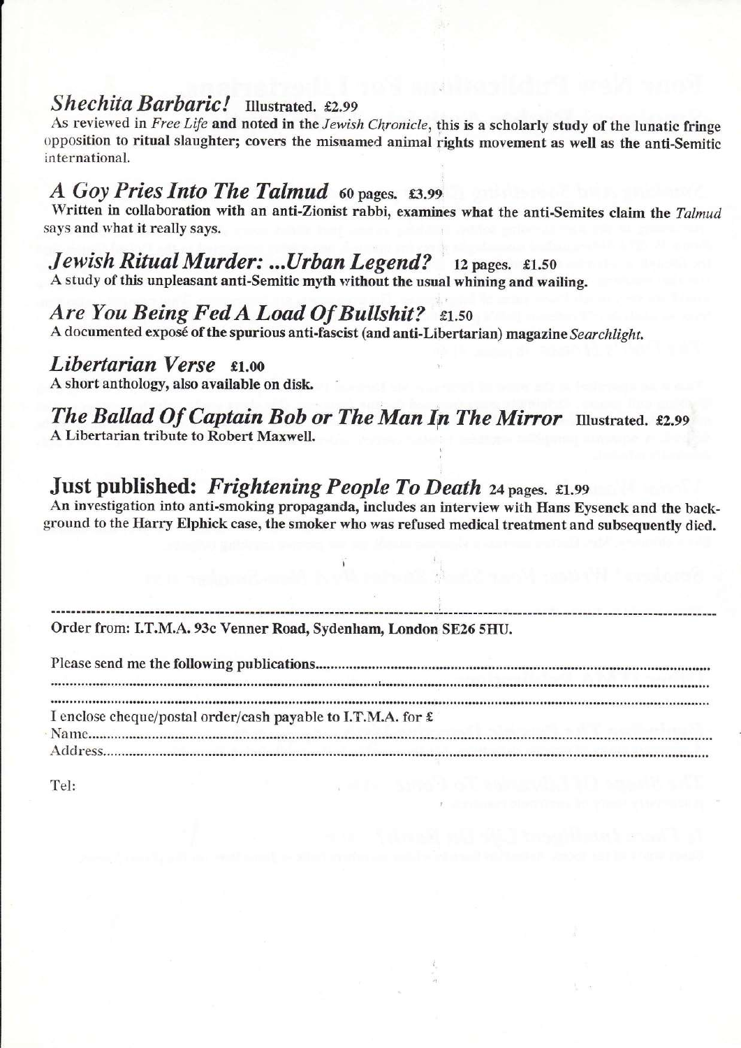## *Shechita Barbaric!* Illustrated. £2.99

As reviewed in *Free Life* **and noted in the** *Jewish Chronicle*, **this is a scholarly study of the lunatic fringe opposition to ritual slaughter; covers the misnamed animal rights movement as well as the anti-Semitic international.**

## *A Goy Pries Into The Talmud* 60 pages. £3.99

**Written in collaboration with an anti-Zionist rabbi, examines what the anti-Semites claim the** *Talmud* says and what it really says.

## *Jewish Ritual Murder: ...Urban Legend?* 12 pages. £1.50

**A study of this unpleasant anti-Semitic myth without the usual whining and wailing.**

## *Are You Being Fed A Load Of Bullshit?* £1.50

**A documented exposé of the spurious anti-fascist (and anti-Libertarian) magazine** *Searchlight.*

## *Libertarian Verse* £1.00

**A short anthology, also available on disk.**

## *The Ballad Of Captain Bob or The Man In The Mirror* Illustrated. £2.99

**A Libertarian tribute to Robert Maxwell.**

## Just published: *Frightening People To Death* 24 pages. £1.99

**An investigation into anti-smoking propaganda, includes an interview with Hans Eysenck and the background to the Harry Elphick case, the smoker who was refused medical treatment and subsequently died.**

---

**Order from: I.T.M.A. 93c Venner Road, Sydenham, London SE26 5HU.**

Please send me the following publications......................................................................................

.............................................................................................................................................

.............................................................................................................................................

I enclose cheque/postal order/cash payable to I.T.M.A. for £

Name.........................................................................................................................................

Address......................................................................................................................................

Tel: